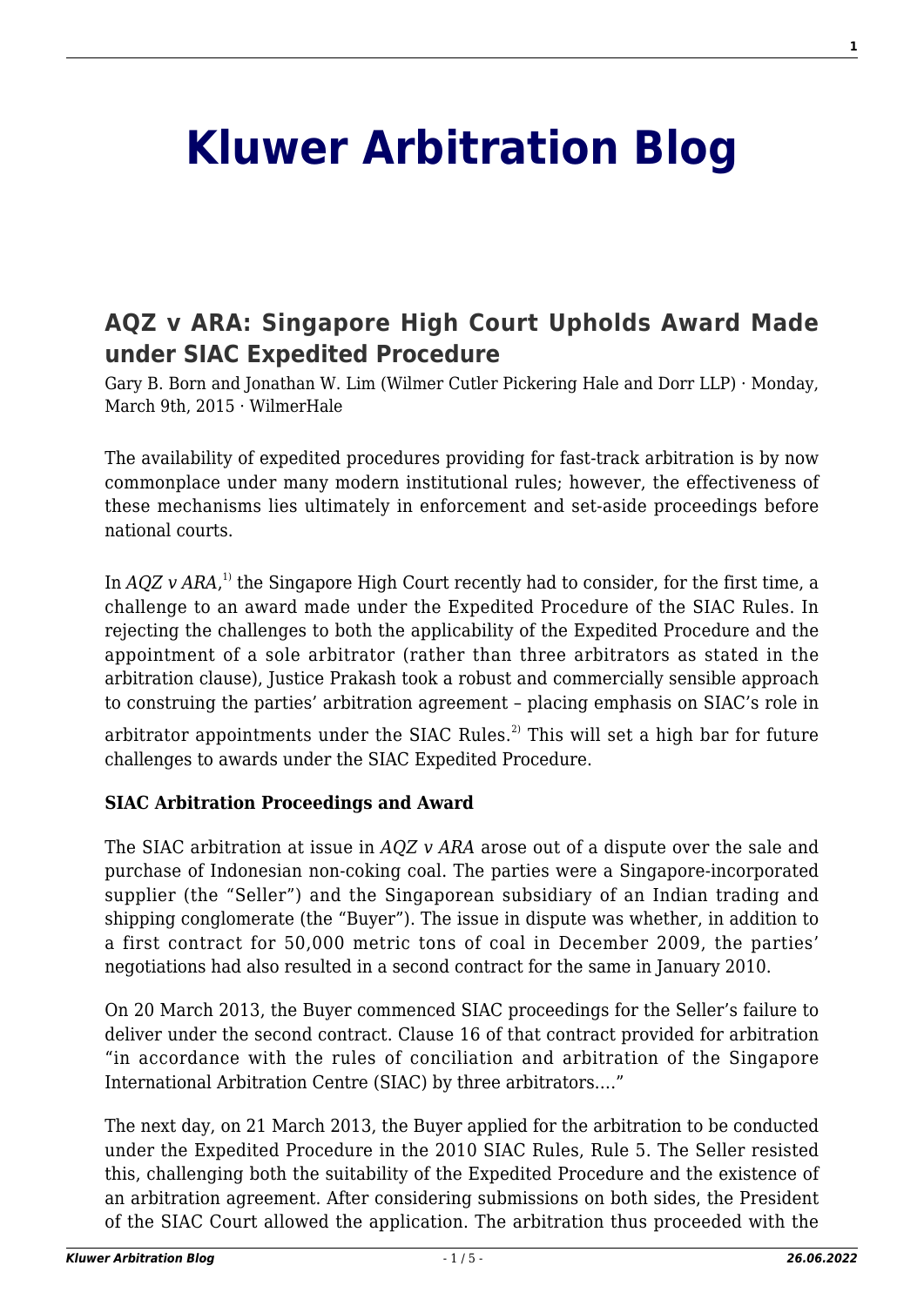# Kluwer Arbitration Blog

## AQZ v ARA: Singapore High Court Upholds Award Made under SIAC Expedited Procedure

Gary B. Born and Jonathan W. Lim (Wilmer Cutler Pickering Hale and Dorr LLP) · Monday, March 9th, 2015 · WilmerHale

The availability of expedited procedures providing for fast-track arbitration is by now commonplace under many modern institutional rules; however, the effectiveness of these mechanisms lies ultimately in enforcement and set-aside proceedings before national courts.

In *AQZ v ARA*,[1] the Singapore High Court recently had to consider, for the first time, a challenge to an award made under the Expedited Procedure of the SIAC Rules. In rejecting the challenges to both the applicability of the Expedited Procedure and the appointment of a sole arbitrator (rather than three arbitrators as stated in the arbitration clause), Justice Prakash took a robust and commercially sensible approach to construing the parties' arbitration agreement – placing emphasis on SIAC's role in arbitrator appointments under the SIAC Rules.[2] This will set a high bar for future challenges to awards under the SIAC Expedited Procedure.

**SIAC Arbitration Proceedings and Award**

The SIAC arbitration at issue in *AQZ v ARA* arose out of a dispute over the sale and purchase of Indonesian non-coking coal. The parties were a Singapore-incorporated supplier (the "Seller") and the Singaporean subsidiary of an Indian trading and shipping conglomerate (the "Buyer"). The issue in dispute was whether, in addition to a first contract for 50,000 metric tons of coal in December 2009, the parties' negotiations had also resulted in a second contract for the same in January 2010.

On 20 March 2013, the Buyer commenced SIAC proceedings for the Seller's failure to deliver under the second contract. Clause 16 of that contract provided for arbitration "in accordance with the rules of conciliation and arbitration of the Singapore International Arbitration Centre (SIAC) by three arbitrators…."

The next day, on 21 March 2013, the Buyer applied for the arbitration to be conducted under the Expedited Procedure in the 2010 SIAC Rules, Rule 5. The Seller resisted this, challenging both the suitability of the Expedited Procedure and the existence of an arbitration agreement. After considering submissions on both sides, the President of the SIAC Court allowed the application. The arbitration thus proceeded with the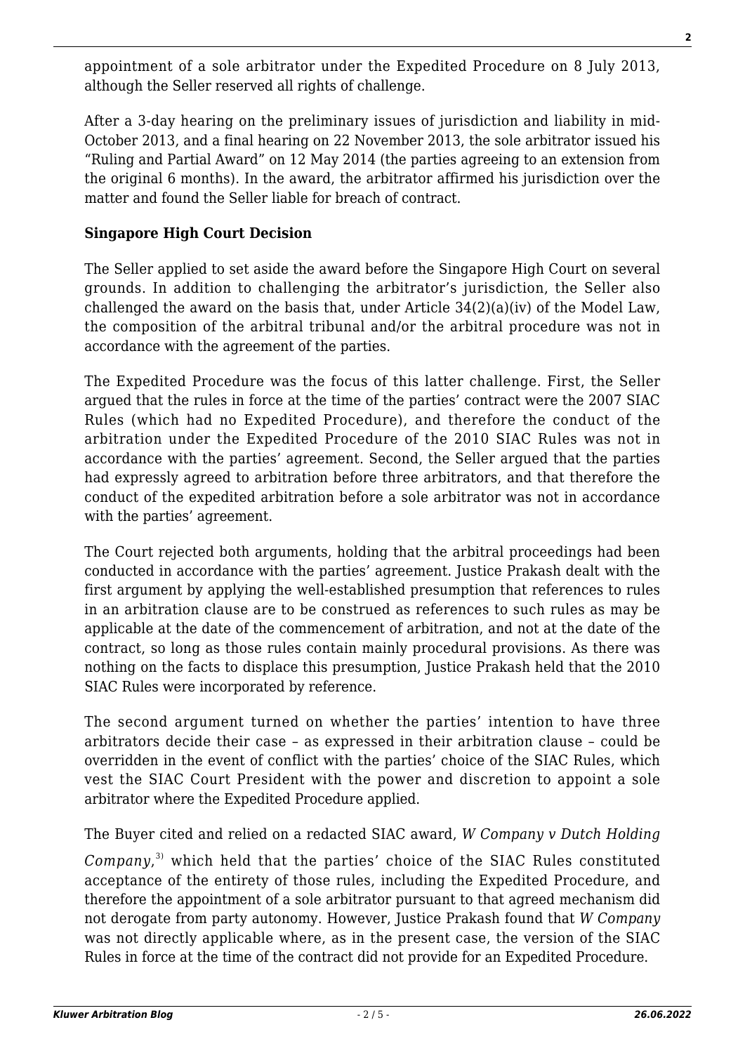appointment of a sole arbitrator under the Expedited Procedure on 8 July 2013, although the Seller reserved all rights of challenge.

After a 3-day hearing on the preliminary issues of jurisdiction and liability in mid-October 2013, and a final hearing on 22 November 2013, the sole arbitrator issued his "Ruling and Partial Award" on 12 May 2014 (the parties agreeing to an extension from the original 6 months). In the award, the arbitrator affirmed his jurisdiction over the matter and found the Seller liable for breach of contract.

**Singapore High Court Decision**

The Seller applied to set aside the award before the Singapore High Court on several grounds. In addition to challenging the arbitrator's jurisdiction, the Seller also challenged the award on the basis that, under Article 34(2)(a)(iv) of the Model Law, the composition of the arbitral tribunal and/or the arbitral procedure was not in accordance with the agreement of the parties.

The Expedited Procedure was the focus of this latter challenge. First, the Seller argued that the rules in force at the time of the parties' contract were the 2007 SIAC Rules (which had no Expedited Procedure), and therefore the conduct of the arbitration under the Expedited Procedure of the 2010 SIAC Rules was not in accordance with the parties' agreement. Second, the Seller argued that the parties had expressly agreed to arbitration before three arbitrators, and that therefore the conduct of the expedited arbitration before a sole arbitrator was not in accordance with the parties' agreement.

The Court rejected both arguments, holding that the arbitral proceedings had been conducted in accordance with the parties' agreement. Justice Prakash dealt with the first argument by applying the well-established presumption that references to rules in an arbitration clause are to be construed as references to such rules as may be applicable at the date of the commencement of arbitration, and not at the date of the contract, so long as those rules contain mainly procedural provisions. As there was nothing on the facts to displace this presumption, Justice Prakash held that the 2010 SIAC Rules were incorporated by reference.

The second argument turned on whether the parties' intention to have three arbitrators decide their case – as expressed in their arbitration clause – could be overridden in the event of conflict with the parties' choice of the SIAC Rules, which vest the SIAC Court President with the power and discretion to appoint a sole arbitrator where the Expedited Procedure applied.

The Buyer cited and relied on a redacted SIAC award, *W Company v Dutch Holding Company*,[3] which held that the parties' choice of the SIAC Rules constituted acceptance of the entirety of those rules, including the Expedited Procedure, and therefore the appointment of a sole arbitrator pursuant to that agreed mechanism did not derogate from party autonomy. However, Justice Prakash found that *W Company* was not directly applicable where, as in the present case, the version of the SIAC Rules in force at the time of the contract did not provide for an Expedited Procedure.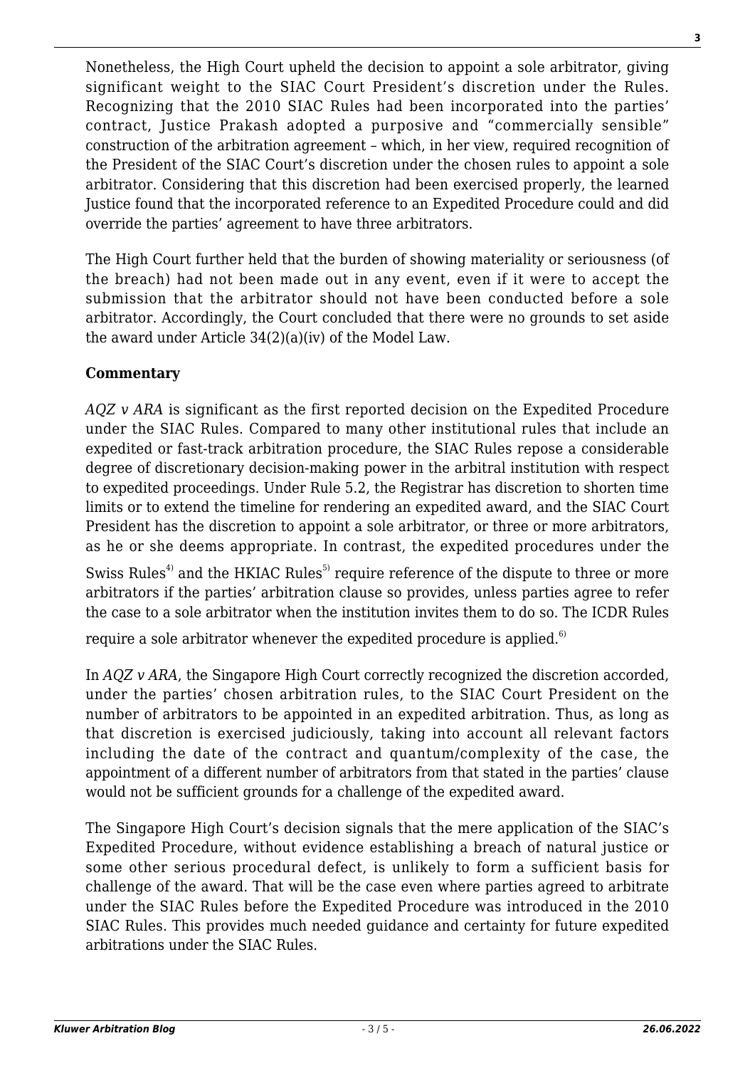Nonetheless, the High Court upheld the decision to appoint a sole arbitrator, giving significant weight to the SIAC Court President's discretion under the Rules. Recognizing that the 2010 SIAC Rules had been incorporated into the parties' contract, Justice Prakash adopted a purposive and "commercially sensible" construction of the arbitration agreement – which, in her view, required recognition of the President of the SIAC Court's discretion under the chosen rules to appoint a sole arbitrator. Considering that this discretion had been exercised properly, the learned Justice found that the incorporated reference to an Expedited Procedure could and did override the parties' agreement to have three arbitrators.

The High Court further held that the burden of showing materiality or seriousness (of the breach) had not been made out in any event, even if it were to accept the submission that the arbitrator should not have been conducted before a sole arbitrator. Accordingly, the Court concluded that there were no grounds to set aside the award under Article 34(2)(a)(iv) of the Model Law.

**Commentary**

*AQZ v ARA* is significant as the first reported decision on the Expedited Procedure under the SIAC Rules. Compared to many other institutional rules that include an expedited or fast-track arbitration procedure, the SIAC Rules repose a considerable degree of discretionary decision-making power in the arbitral institution with respect to expedited proceedings. Under Rule 5.2, the Registrar has discretion to shorten time limits or to extend the timeline for rendering an expedited award, and the SIAC Court President has the discretion to appoint a sole arbitrator, or three or more arbitrators, as he or she deems appropriate. In contrast, the expedited procedures under the Swiss Rules[4] and the HKIAC Rules[5] require reference of the dispute to three or more arbitrators if the parties' arbitration clause so provides, unless parties agree to refer the case to a sole arbitrator when the institution invites them to do so. The ICDR Rules require a sole arbitrator whenever the expedited procedure is applied.[6]

In *AQZ v ARA*, the Singapore High Court correctly recognized the discretion accorded, under the parties' chosen arbitration rules, to the SIAC Court President on the number of arbitrators to be appointed in an expedited arbitration. Thus, as long as that discretion is exercised judiciously, taking into account all relevant factors including the date of the contract and quantum/complexity of the case, the appointment of a different number of arbitrators from that stated in the parties' clause would not be sufficient grounds for a challenge of the expedited award.

The Singapore High Court's decision signals that the mere application of the SIAC's Expedited Procedure, without evidence establishing a breach of natural justice or some other serious procedural defect, is unlikely to form a sufficient basis for challenge of the award. That will be the case even where parties agreed to arbitrate under the SIAC Rules before the Expedited Procedure was introduced in the 2010 SIAC Rules. This provides much needed guidance and certainty for future expedited arbitrations under the SIAC Rules.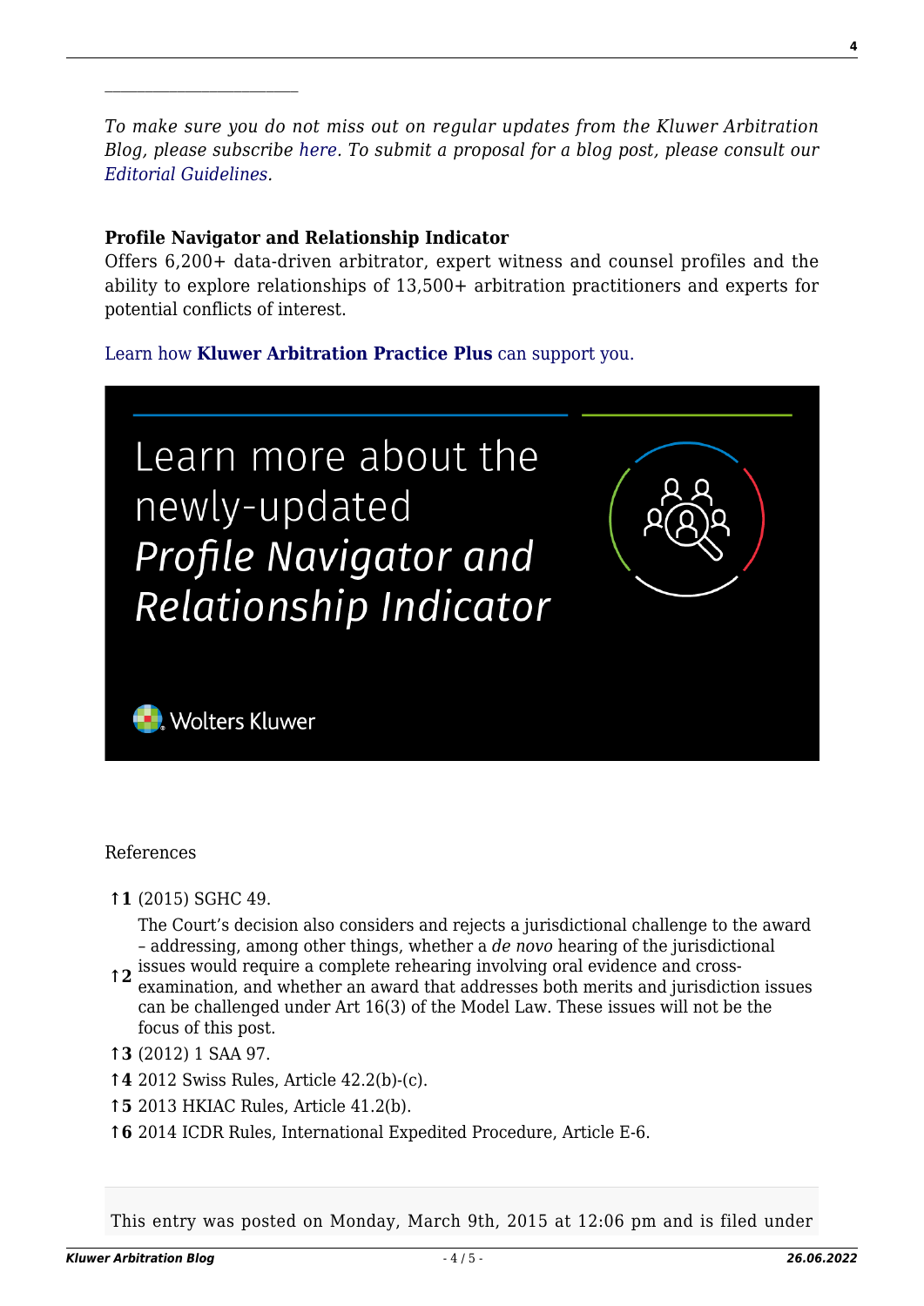---

*To make sure you do not miss out on regular updates from the Kluwer Arbitration Blog, please subscribe here. To submit a proposal for a blog post, please consult our Editorial Guidelines.*

**Profile Navigator and Relationship Indicator**
Offers 6,200+ data-driven arbitrator, expert witness and counsel profiles and the ability to explore relationships of 13,500+ arbitration practitioners and experts for potential conflicts of interest.

Learn how **Kluwer Arbitration Practice Plus** can support you.

References

- ↑**1** (2015) SGHC 49.
- ↑**2** The Court's decision also considers and rejects a jurisdictional challenge to the award – addressing, among other things, whether a *de novo* hearing of the jurisdictional issues would require a complete rehearing involving oral evidence and cross-examination, and whether an award that addresses both merits and jurisdiction issues can be challenged under Art 16(3) of the Model Law. These issues will not be the focus of this post.
- ↑**3** (2012) 1 SAA 97.
- ↑**4** 2012 Swiss Rules, Article 42.2(b)-(c).
- ↑**5** 2013 HKIAC Rules, Article 41.2(b).
- ↑**6** 2014 ICDR Rules, International Expedited Procedure, Article E-6.

This entry was posted on Monday, March 9th, 2015 at 12:06 pm and is filed under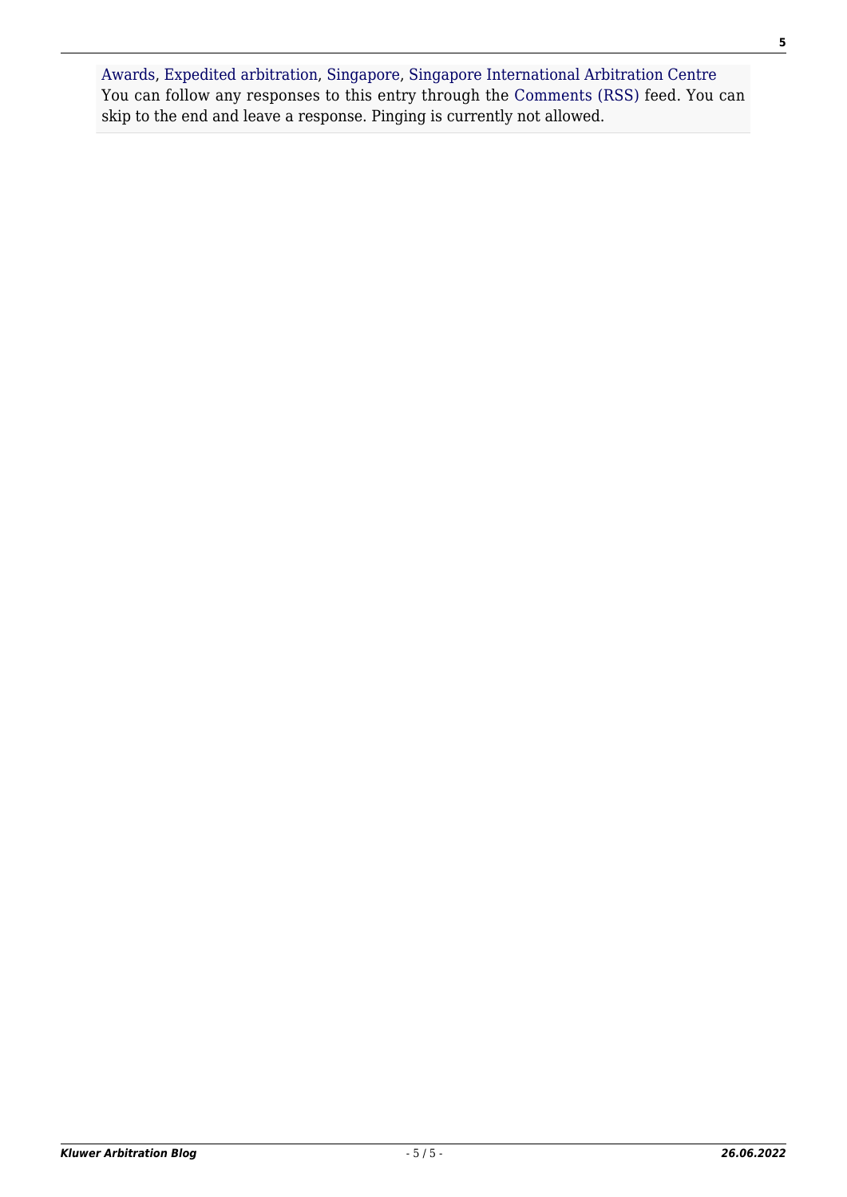Awards, Expedited arbitration, Singapore, Singapore International Arbitration Centre
You can follow any responses to this entry through the Comments (RSS) feed. You can skip to the end and leave a response. Pinging is currently not allowed.